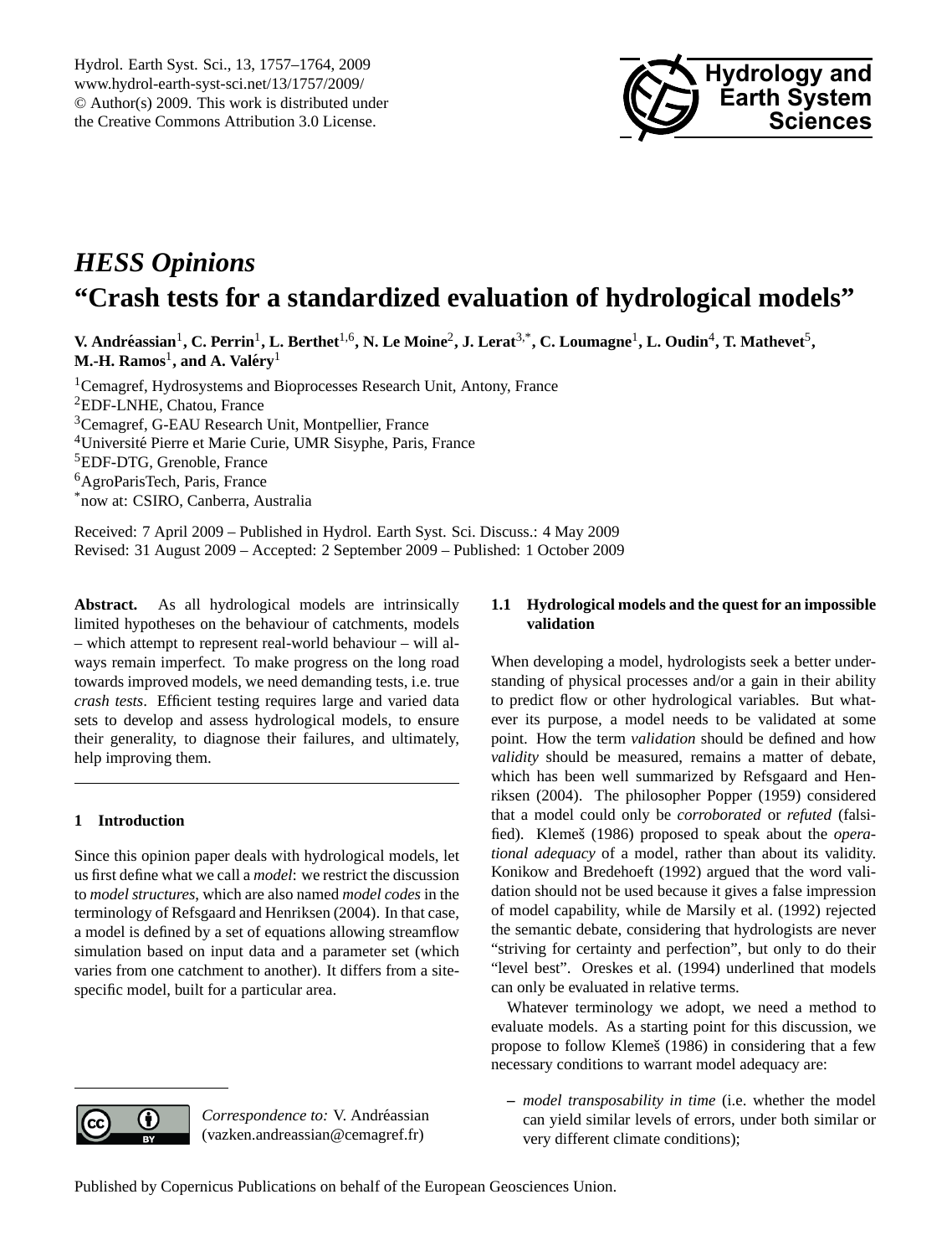# *HESS Opinions*
# "Crash tests for a standardized evaluation of hydrological models"

**V. Andréassian[1], C. Perrin[1], L. Berthet[1,6], N. Le Moine[2], J. Lerat[3,*], C. Loumagne[1], L. Oudin[4], T. Mathevet[5], M.-H. Ramos[1], and A. Valéry[1]**

[1]Cemagref, Hydrosystems and Bioprocesses Research Unit, Antony, France
[2]EDF-LNHE, Chatou, France
[3]Cemagref, G-EAU Research Unit, Montpellier, France
[4]Université Pierre et Marie Curie, UMR Sisyphe, Paris, France
[5]EDF-DTG, Grenoble, France
[6]AgroParisTech, Paris, France
[*]now at: CSIRO, Canberra, Australia

Received: 7 April 2009 – Published in Hydrol. Earth Syst. Sci. Discuss.: 4 May 2009
Revised: 31 August 2009 – Accepted: 2 September 2009 – Published: 1 October 2009

**Abstract.** As all hydrological models are intrinsically limited hypotheses on the behaviour of catchments, models – which attempt to represent real-world behaviour – will always remain imperfect. To make progress on the long road towards improved models, we need demanding tests, i.e. true *crash tests*. Efficient testing requires large and varied data sets to develop and assess hydrological models, to ensure their generality, to diagnose their failures, and ultimately, help improving them.

## 1 Introduction

Since this opinion paper deals with hydrological models, let us first define what we call a *model*: we restrict the discussion to *model structures*, which are also named *model codes* in the terminology of Refsgaard and Henriksen (2004). In that case, a model is defined by a set of equations allowing streamflow simulation based on input data and a parameter set (which varies from one catchment to another). It differs from a site-specific model, built for a particular area.

### 1.1 Hydrological models and the quest for an impossible validation

When developing a model, hydrologists seek a better understanding of physical processes and/or a gain in their ability to predict flow or other hydrological variables. But whatever its purpose, a model needs to be validated at some point. How the term *validation* should be defined and how *validity* should be measured, remains a matter of debate, which has been well summarized by Refsgaard and Henriksen (2004). The philosopher Popper (1959) considered that a model could only be *corroborated* or *refuted* (falsified). Klemeš (1986) proposed to speak about the *operational adequacy* of a model, rather than about its validity. Konikow and Bredehoeft (1992) argued that the word validation should not be used because it gives a false impression of model capability, while de Marsily et al. (1992) rejected the semantic debate, considering that hydrologists are never "striving for certainty and perfection", but only to do their "level best". Oreskes et al. (1994) underlined that models can only be evaluated in relative terms.

Whatever terminology we adopt, we need a method to evaluate models. As a starting point for this discussion, we propose to follow Klemeš (1986) in considering that a few necessary conditions to warrant model adequacy are:

– *model transposability in time* (i.e. whether the model can yield similar levels of errors, under both similar or very different climate conditions);

*Correspondence to:* V. Andréassian (vazken.andreassian@cemagref.fr)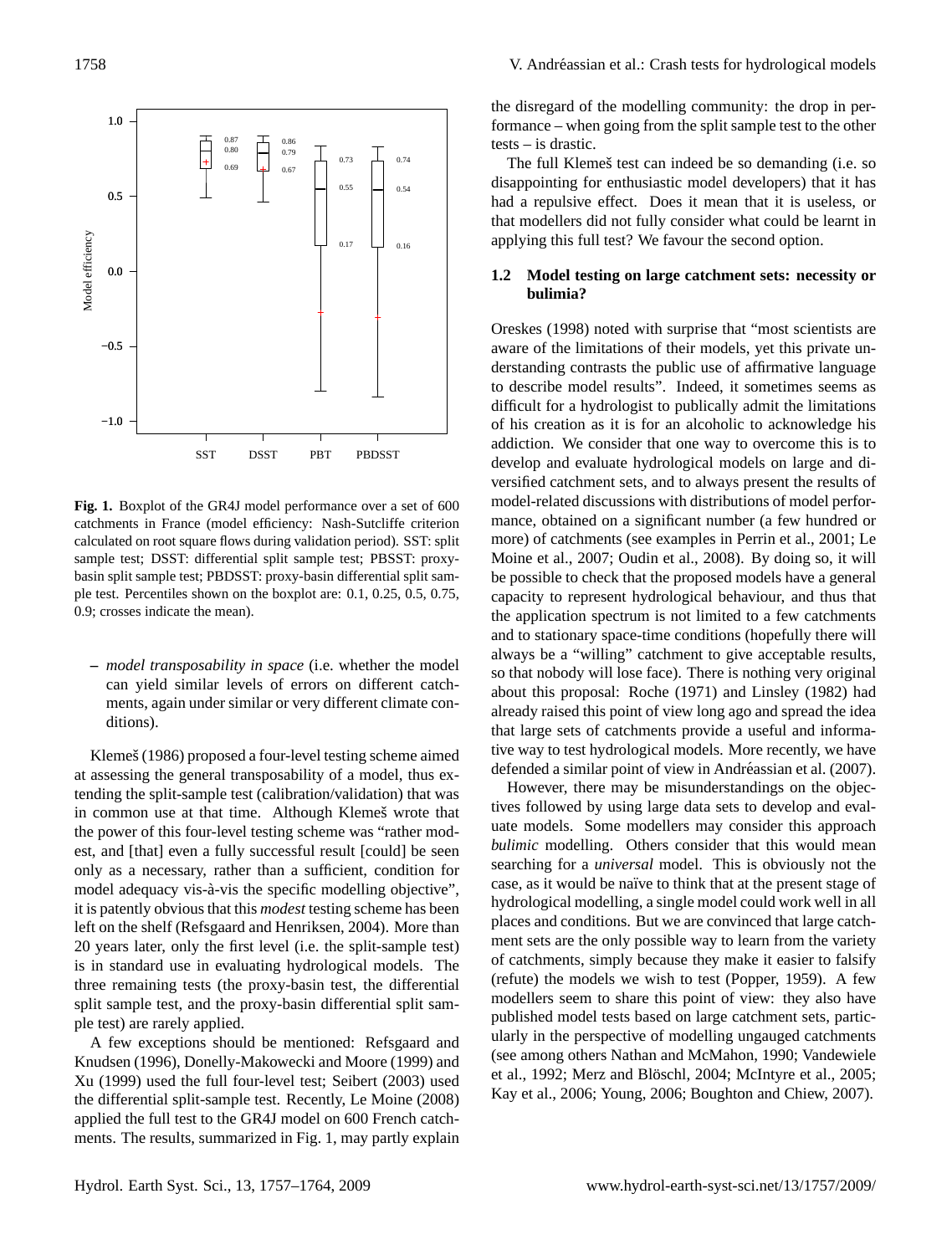**Fig. 1.** Boxplot of the GR4J model performance over a set of 600 catchments in France (model efficiency: Nash-Sutcliffe criterion calculated on root square flows during validation period). SST: split sample test; DSST: differential split sample test; PBSST: proxy-basin split sample test; PBDSST: proxy-basin differential split sample test. Percentiles shown on the boxplot are: 0.1, 0.25, 0.5, 0.75, 0.9; crosses indicate the mean).

– *model transposability in space* (i.e. whether the model can yield similar levels of errors on different catchments, again under similar or very different climate conditions).

Klemeš (1986) proposed a four-level testing scheme aimed at assessing the general transposability of a model, thus extending the split-sample test (calibration/validation) that was in common use at that time. Although Klemeš wrote that the power of this four-level testing scheme was "rather modest, and [that] even a fully successful result [could] be seen only as a necessary, rather than a sufficient, condition for model adequacy vis-à-vis the specific modelling objective", it is patently obvious that this *modest* testing scheme has been left on the shelf (Refsgaard and Henriksen, 2004). More than 20 years later, only the first level (i.e. the split-sample test) is in standard use in evaluating hydrological models. The three remaining tests (the proxy-basin test, the differential split sample test, and the proxy-basin differential split sample test) are rarely applied.

A few exceptions should be mentioned: Refsgaard and Knudsen (1996), Donelly-Makowecki and Moore (1999) and Xu (1999) used the full four-level test; Seibert (2003) used the differential split-sample test. Recently, Le Moine (2008) applied the full test to the GR4J model on 600 French catchments. The results, summarized in Fig. 1, may partly explain the disregard of the modelling community: the drop in performance – when going from the split sample test to the other tests – is drastic.

The full Klemeš test can indeed be so demanding (i.e. so disappointing for enthusiastic model developers) that it has had a repulsive effect. Does it mean that it is useless, or that modellers did not fully consider what could be learnt in applying this full test? We favour the second option.

### 1.2 Model testing on large catchment sets: necessity or bulimia?

Oreskes (1998) noted with surprise that "most scientists are aware of the limitations of their models, yet this private understanding contrasts the public use of affirmative language to describe model results". Indeed, it sometimes seems as difficult for a hydrologist to publically admit the limitations of his creation as it is for an alcoholic to acknowledge his addiction. We consider that one way to overcome this is to develop and evaluate hydrological models on large and diversified catchment sets, and to always present the results of model-related discussions with distributions of model performance, obtained on a significant number (a few hundred or more) of catchments (see examples in Perrin et al., 2001; Le Moine et al., 2007; Oudin et al., 2008). By doing so, it will be possible to check that the proposed models have a general capacity to represent hydrological behaviour, and thus that the application spectrum is not limited to a few catchments and to stationary space-time conditions (hopefully there will always be a "willing" catchment to give acceptable results, so that nobody will lose face). There is nothing very original about this proposal: Roche (1971) and Linsley (1982) had already raised this point of view long ago and spread the idea that large sets of catchments provide a useful and informative way to test hydrological models. More recently, we have defended a similar point of view in Andréassian et al. (2007).

However, there may be misunderstandings on the objectives followed by using large data sets to develop and evaluate models. Some modellers may consider this approach *bulimic* modelling. Others consider that this would mean searching for a *universal* model. This is obviously not the case, as it would be naïve to think that at the present stage of hydrological modelling, a single model could work well in all places and conditions. But we are convinced that large catchment sets are the only possible way to learn from the variety of catchments, simply because they make it easier to falsify (refute) the models we wish to test (Popper, 1959). A few modellers seem to share this point of view: they also have published model tests based on large catchment sets, particularly in the perspective of modelling ungauged catchments (see among others Nathan and McMahon, 1990; Vandewiele et al., 1992; Merz and Blöschl, 2004; McIntyre et al., 2005; Kay et al., 2006; Young, 2006; Boughton and Chiew, 2007).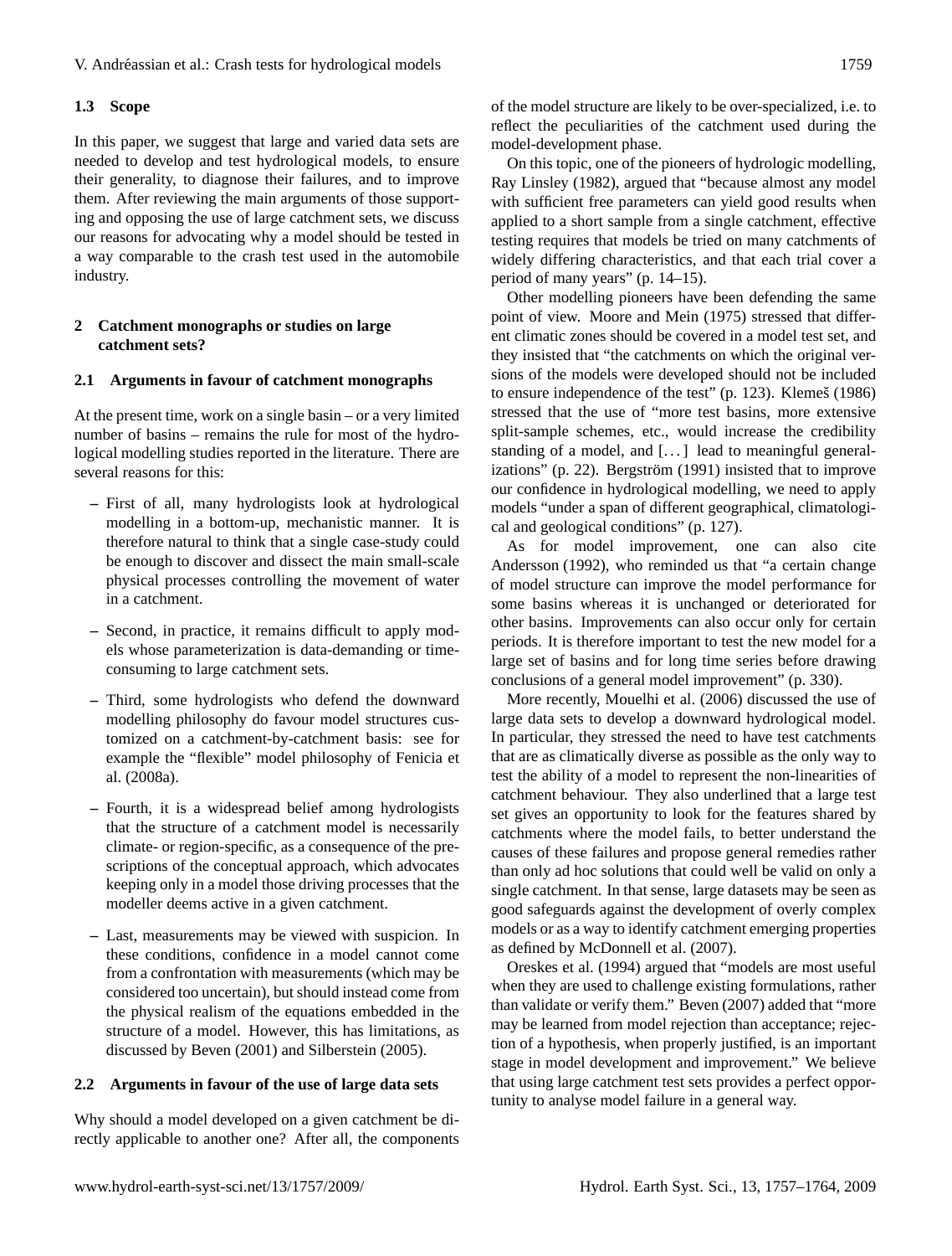### 1.3 Scope

In this paper, we suggest that large and varied data sets are needed to develop and test hydrological models, to ensure their generality, to diagnose their failures, and to improve them. After reviewing the main arguments of those supporting and opposing the use of large catchment sets, we discuss our reasons for advocating why a model should be tested in a way comparable to the crash test used in the automobile industry.

## 2 Catchment monographs or studies on large catchment sets?

### 2.1 Arguments in favour of catchment monographs

At the present time, work on a single basin – or a very limited number of basins – remains the rule for most of the hydrological modelling studies reported in the literature. There are several reasons for this:

- First of all, many hydrologists look at hydrological modelling in a bottom-up, mechanistic manner. It is therefore natural to think that a single case-study could be enough to discover and dissect the main small-scale physical processes controlling the movement of water in a catchment.
- Second, in practice, it remains difficult to apply models whose parameterization is data-demanding or time-consuming to large catchment sets.
- Third, some hydrologists who defend the downward modelling philosophy do favour model structures customized on a catchment-by-catchment basis: see for example the "flexible" model philosophy of Fenicia et al. (2008a).
- Fourth, it is a widespread belief among hydrologists that the structure of a catchment model is necessarily climate- or region-specific, as a consequence of the prescriptions of the conceptual approach, which advocates keeping only in a model those driving processes that the modeller deems active in a given catchment.
- Last, measurements may be viewed with suspicion. In these conditions, confidence in a model cannot come from a confrontation with measurements (which may be considered too uncertain), but should instead come from the physical realism of the equations embedded in the structure of a model. However, this has limitations, as discussed by Beven (2001) and Silberstein (2005).

### 2.2 Arguments in favour of the use of large data sets

Why should a model developed on a given catchment be directly applicable to another one? After all, the components of the model structure are likely to be over-specialized, i.e. to reflect the peculiarities of the catchment used during the model-development phase.

On this topic, one of the pioneers of hydrologic modelling, Ray Linsley (1982), argued that "because almost any model with sufficient free parameters can yield good results when applied to a short sample from a single catchment, effective testing requires that models be tried on many catchments of widely differing characteristics, and that each trial cover a period of many years" (p. 14–15).

Other modelling pioneers have been defending the same point of view. Moore and Mein (1975) stressed that different climatic zones should be covered in a model test set, and they insisted that "the catchments on which the original versions of the models were developed should not be included to ensure independence of the test" (p. 123). Klemeš (1986) stressed that the use of "more test basins, more extensive split-sample schemes, etc., would increase the credibility standing of a model, and [...] lead to meaningful generalizations" (p. 22). Bergström (1991) insisted that to improve our confidence in hydrological modelling, we need to apply models "under a span of different geographical, climatological and geological conditions" (p. 127).

As for model improvement, one can also cite Andersson (1992), who reminded us that "a certain change of model structure can improve the model performance for some basins whereas it is unchanged or deteriorated for other basins. Improvements can also occur only for certain periods. It is therefore important to test the new model for a large set of basins and for long time series before drawing conclusions of a general model improvement" (p. 330).

More recently, Mouelhi et al. (2006) discussed the use of large data sets to develop a downward hydrological model. In particular, they stressed the need to have test catchments that are as climatically diverse as possible as the only way to test the ability of a model to represent the non-linearities of catchment behaviour. They also underlined that a large test set gives an opportunity to look for the features shared by catchments where the model fails, to better understand the causes of these failures and propose general remedies rather than only ad hoc solutions that could well be valid on only a single catchment. In that sense, large datasets may be seen as good safeguards against the development of overly complex models or as a way to identify catchment emerging properties as defined by McDonnell et al. (2007).

Oreskes et al. (1994) argued that "models are most useful when they are used to challenge existing formulations, rather than validate or verify them." Beven (2007) added that "more may be learned from model rejection than acceptance; rejection of a hypothesis, when properly justified, is an important stage in model development and improvement." We believe that using large catchment test sets provides a perfect opportunity to analyse model failure in a general way.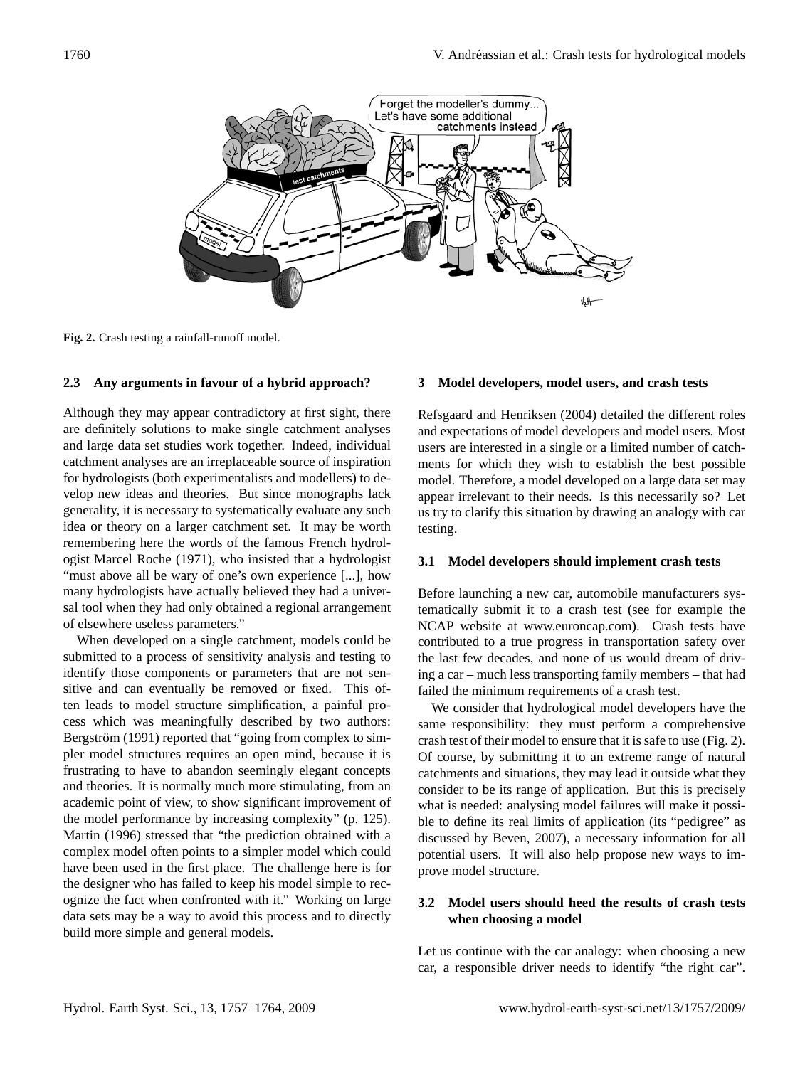Fig. 2. Crash testing a rainfall-runoff model.

### 2.3 Any arguments in favour of a hybrid approach?

Although they may appear contradictory at first sight, there are definitely solutions to make single catchment analyses and large data set studies work together. Indeed, individual catchment analyses are an irreplaceable source of inspiration for hydrologists (both experimentalists and modellers) to develop new ideas and theories. But since monographs lack generality, it is necessary to systematically evaluate any such idea or theory on a larger catchment set. It may be worth remembering here the words of the famous French hydrologist Marcel Roche (1971), who insisted that a hydrologist "must above all be wary of one's own experience [...], how many hydrologists have actually believed they had a universal tool when they had only obtained a regional arrangement of elsewhere useless parameters."

When developed on a single catchment, models could be submitted to a process of sensitivity analysis and testing to identify those components or parameters that are not sensitive and can eventually be removed or fixed. This often leads to model structure simplification, a painful process which was meaningfully described by two authors: Bergström (1991) reported that "going from complex to simpler model structures requires an open mind, because it is frustrating to have to abandon seemingly elegant concepts and theories. It is normally much more stimulating, from an academic point of view, to show significant improvement of the model performance by increasing complexity" (p. 125). Martin (1996) stressed that "the prediction obtained with a complex model often points to a simpler model which could have been used in the first place. The challenge here is for the designer who has failed to keep his model simple to recognize the fact when confronted with it." Working on large data sets may be a way to avoid this process and to directly build more simple and general models.

## 3 Model developers, model users, and crash tests

Refsgaard and Henriksen (2004) detailed the different roles and expectations of model developers and model users. Most users are interested in a single or a limited number of catchments for which they wish to establish the best possible model. Therefore, a model developed on a large data set may appear irrelevant to their needs. Is this necessarily so? Let us try to clarify this situation by drawing an analogy with car testing.

### 3.1 Model developers should implement crash tests

Before launching a new car, automobile manufacturers systematically submit it to a crash test (see for example the NCAP website at www.euroncap.com). Crash tests have contributed to a true progress in transportation safety over the last few decades, and none of us would dream of driving a car – much less transporting family members – that had failed the minimum requirements of a crash test.

We consider that hydrological model developers have the same responsibility: they must perform a comprehensive crash test of their model to ensure that it is safe to use (Fig. 2). Of course, by submitting it to an extreme range of natural catchments and situations, they may lead it outside what they consider to be its range of application. But this is precisely what is needed: analysing model failures will make it possible to define its real limits of application (its "pedigree" as discussed by Beven, 2007), a necessary information for all potential users. It will also help propose new ways to improve model structure.

### 3.2 Model users should heed the results of crash tests when choosing a model

Let us continue with the car analogy: when choosing a new car, a responsible driver needs to identify "the right car".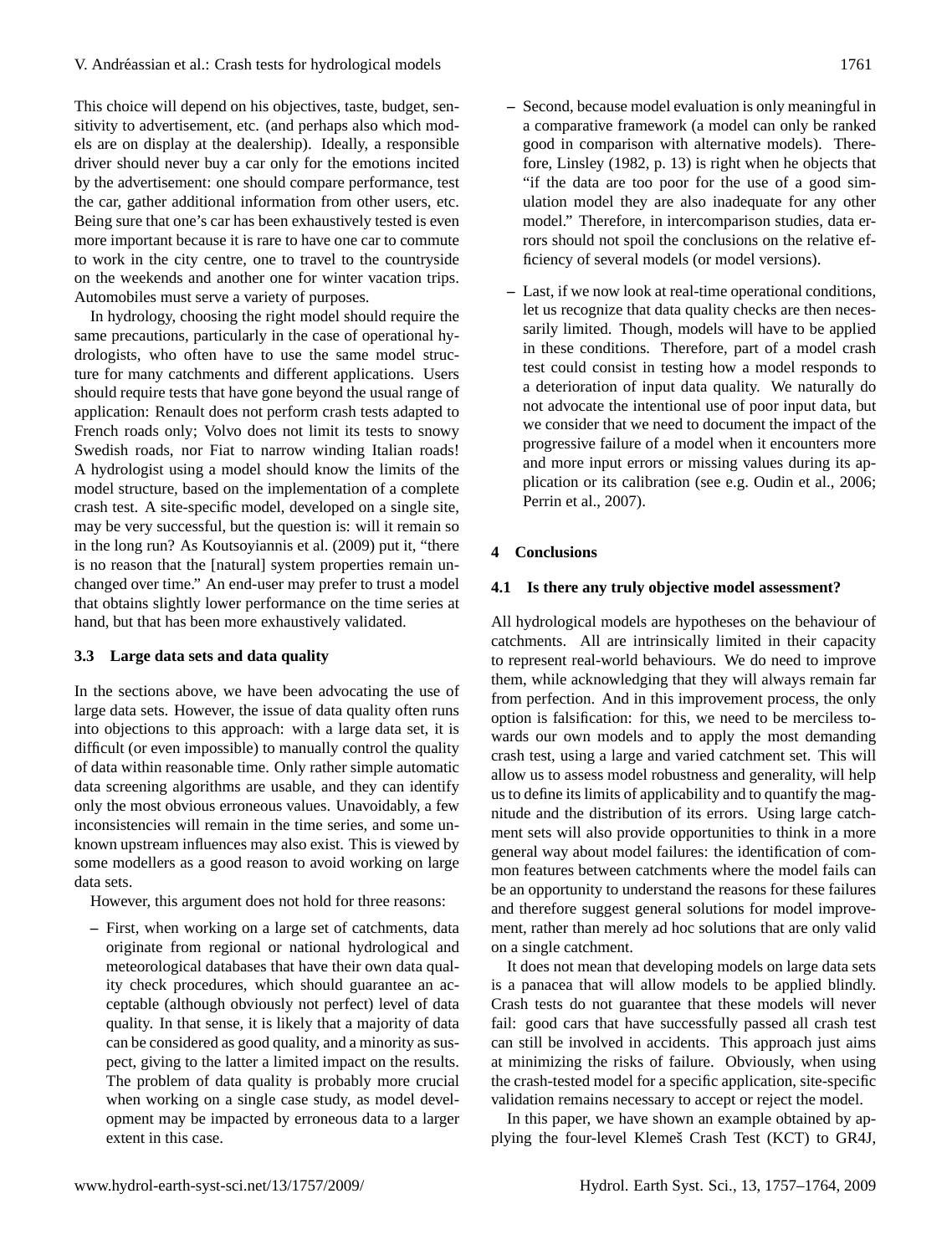This choice will depend on his objectives, taste, budget, sensitivity to advertisement, etc. (and perhaps also which models are on display at the dealership). Ideally, a responsible driver should never buy a car only for the emotions incited by the advertisement: one should compare performance, test the car, gather additional information from other users, etc. Being sure that one's car has been exhaustively tested is even more important because it is rare to have one car to commute to work in the city centre, one to travel to the countryside on the weekends and another one for winter vacation trips. Automobiles must serve a variety of purposes.

In hydrology, choosing the right model should require the same precautions, particularly in the case of operational hydrologists, who often have to use the same model structure for many catchments and different applications. Users should require tests that have gone beyond the usual range of application: Renault does not perform crash tests adapted to French roads only; Volvo does not limit its tests to snowy Swedish roads, nor Fiat to narrow winding Italian roads! A hydrologist using a model should know the limits of the model structure, based on the implementation of a complete crash test. A site-specific model, developed on a single site, may be very successful, but the question is: will it remain so in the long run? As Koutsoyiannis et al. (2009) put it, "there is no reason that the [natural] system properties remain unchanged over time." An end-user may prefer to trust a model that obtains slightly lower performance on the time series at hand, but that has been more exhaustively validated.

### 3.3 Large data sets and data quality

In the sections above, we have been advocating the use of large data sets. However, the issue of data quality often runs into objections to this approach: with a large data set, it is difficult (or even impossible) to manually control the quality of data within reasonable time. Only rather simple automatic data screening algorithms are usable, and they can identify only the most obvious erroneous values. Unavoidably, a few inconsistencies will remain in the time series, and some unknown upstream influences may also exist. This is viewed by some modellers as a good reason to avoid working on large data sets.

However, this argument does not hold for three reasons:

- First, when working on a large set of catchments, data originate from regional or national hydrological and meteorological databases that have their own data quality check procedures, which should guarantee an acceptable (although obviously not perfect) level of data quality. In that sense, it is likely that a majority of data can be considered as good quality, and a minority as suspect, giving to the latter a limited impact on the results. The problem of data quality is probably more crucial when working on a single case study, as model development may be impacted by erroneous data to a larger extent in this case.
- Second, because model evaluation is only meaningful in a comparative framework (a model can only be ranked good in comparison with alternative models). Therefore, Linsley (1982, p. 13) is right when he objects that "if the data are too poor for the use of a good simulation model they are also inadequate for any other model." Therefore, in intercomparison studies, data errors should not spoil the conclusions on the relative efficiency of several models (or model versions).
- Last, if we now look at real-time operational conditions, let us recognize that data quality checks are then necessarily limited. Though, models will have to be applied in these conditions. Therefore, part of a model crash test could consist in testing how a model responds to a deterioration of input data quality. We naturally do not advocate the intentional use of poor input data, but we consider that we need to document the impact of the progressive failure of a model when it encounters more and more input errors or missing values during its application or its calibration (see e.g. Oudin et al., 2006; Perrin et al., 2007).

## 4 Conclusions

### 4.1 Is there any truly objective model assessment?

All hydrological models are hypotheses on the behaviour of catchments. All are intrinsically limited in their capacity to represent real-world behaviours. We do need to improve them, while acknowledging that they will always remain far from perfection. And in this improvement process, the only option is falsification: for this, we need to be merciless towards our own models and to apply the most demanding crash test, using a large and varied catchment set. This will allow us to assess model robustness and generality, will help us to define its limits of applicability and to quantify the magnitude and the distribution of its errors. Using large catchment sets will also provide opportunities to think in a more general way about model failures: the identification of common features between catchments where the model fails can be an opportunity to understand the reasons for these failures and therefore suggest general solutions for model improvement, rather than merely ad hoc solutions that are only valid on a single catchment.

It does not mean that developing models on large data sets is a panacea that will allow models to be applied blindly. Crash tests do not guarantee that these models will never fail: good cars that have successfully passed all crash test can still be involved in accidents. This approach just aims at minimizing the risks of failure. Obviously, when using the crash-tested model for a specific application, site-specific validation remains necessary to accept or reject the model.

In this paper, we have shown an example obtained by applying the four-level Klemeš Crash Test (KCT) to GR4J,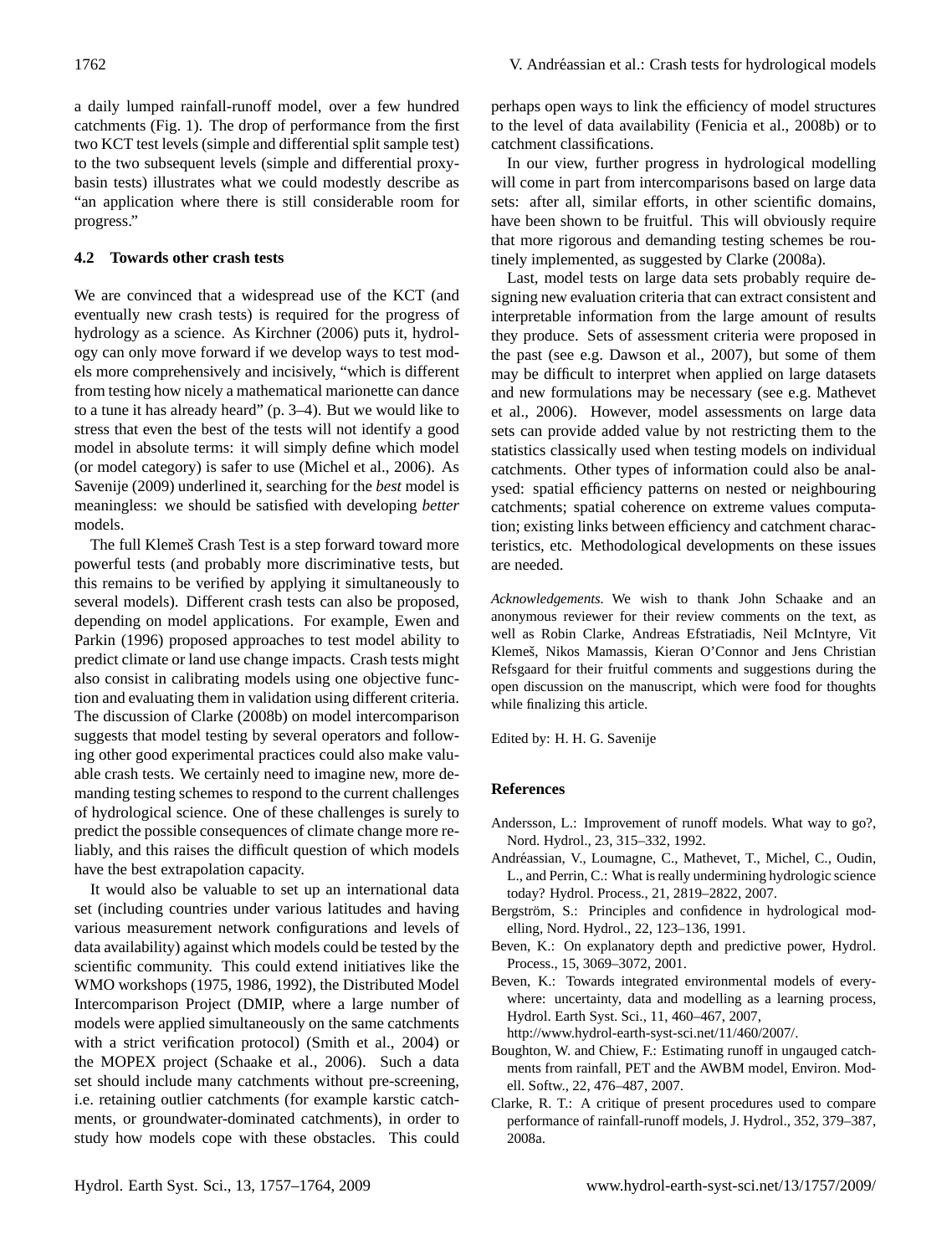a daily lumped rainfall-runoff model, over a few hundred catchments (Fig. 1). The drop of performance from the first two KCT test levels (simple and differential split sample test) to the two subsequent levels (simple and differential proxy-basin tests) illustrates what we could modestly describe as "an application where there is still considerable room for progress."

### 4.2 Towards other crash tests

We are convinced that a widespread use of the KCT (and eventually new crash tests) is required for the progress of hydrology as a science. As Kirchner (2006) puts it, hydrology can only move forward if we develop ways to test models more comprehensively and incisively, "which is different from testing how nicely a mathematical marionette can dance to a tune it has already heard" (p. 3–4). But we would like to stress that even the best of the tests will not identify a good model in absolute terms: it will simply define which model (or model category) is safer to use (Michel et al., 2006). As Savenije (2009) underlined it, searching for the *best* model is meaningless: we should be satisfied with developing *better* models.

The full Klemeš Crash Test is a step forward toward more powerful tests (and probably more discriminative tests, but this remains to be verified by applying it simultaneously to several models). Different crash tests can also be proposed, depending on model applications. For example, Ewen and Parkin (1996) proposed approaches to test model ability to predict climate or land use change impacts. Crash tests might also consist in calibrating models using one objective function and evaluating them in validation using different criteria. The discussion of Clarke (2008b) on model intercomparison suggests that model testing by several operators and following other good experimental practices could also make valuable crash tests. We certainly need to imagine new, more demanding testing schemes to respond to the current challenges of hydrological science. One of these challenges is surely to predict the possible consequences of climate change more reliably, and this raises the difficult question of which models have the best extrapolation capacity.

It would also be valuable to set up an international data set (including countries under various latitudes and having various measurement network configurations and levels of data availability) against which models could be tested by the scientific community. This could extend initiatives like the WMO workshops (1975, 1986, 1992), the Distributed Model Intercomparison Project (DMIP, where a large number of models were applied simultaneously on the same catchments with a strict verification protocol) (Smith et al., 2004) or the MOPEX project (Schaake et al., 2006). Such a data set should include many catchments without pre-screening, i.e. retaining outlier catchments (for example karstic catchments, or groundwater-dominated catchments), in order to study how models cope with these obstacles. This could perhaps open ways to link the efficiency of model structures to the level of data availability (Fenicia et al., 2008b) or to catchment classifications.

In our view, further progress in hydrological modelling will come in part from intercomparisons based on large data sets: after all, similar efforts, in other scientific domains, have been shown to be fruitful. This will obviously require that more rigorous and demanding testing schemes be routinely implemented, as suggested by Clarke (2008a).

Last, model tests on large data sets probably require designing new evaluation criteria that can extract consistent and interpretable information from the large amount of results they produce. Sets of assessment criteria were proposed in the past (see e.g. Dawson et al., 2007), but some of them may be difficult to interpret when applied on large datasets and new formulations may be necessary (see e.g. Mathevet et al., 2006). However, model assessments on large data sets can provide added value by not restricting them to the statistics classically used when testing models on individual catchments. Other types of information could also be analysed: spatial efficiency patterns on nested or neighbouring catchments; spatial coherence on extreme values computation; existing links between efficiency and catchment characteristics, etc. Methodological developments on these issues are needed.

*Acknowledgements.* We wish to thank John Schaake and an anonymous reviewer for their review comments on the text, as well as Robin Clarke, Andreas Efstratiadis, Neil McIntyre, Vit Klemeš, Nikos Mamassis, Kieran O'Connor and Jens Christian Refsgaard for their fruitful comments and suggestions during the open discussion on the manuscript, which were food for thoughts while finalizing this article.

Edited by: H. H. G. Savenije

## References

Andersson, L.: Improvement of runoff models. What way to go?, Nord. Hydrol., 23, 315–332, 1992.

Andréassian, V., Loumagne, C., Mathevet, T., Michel, C., Oudin, L., and Perrin, C.: What is really undermining hydrologic science today? Hydrol. Process., 21, 2819–2822, 2007.

Bergström, S.: Principles and confidence in hydrological modelling, Nord. Hydrol., 22, 123–136, 1991.

Beven, K.: On explanatory depth and predictive power, Hydrol. Process., 15, 3069–3072, 2001.

Beven, K.: Towards integrated environmental models of everywhere: uncertainty, data and modelling as a learning process, Hydrol. Earth Syst. Sci., 11, 460–467, 2007, http://www.hydrol-earth-syst-sci.net/11/460/2007/.

Boughton, W. and Chiew, F.: Estimating runoff in ungauged catchments from rainfall, PET and the AWBM model, Environ. Modell. Softw., 22, 476–487, 2007.

Clarke, R. T.: A critique of present procedures used to compare performance of rainfall-runoff models, J. Hydrol., 352, 379–387, 2008a.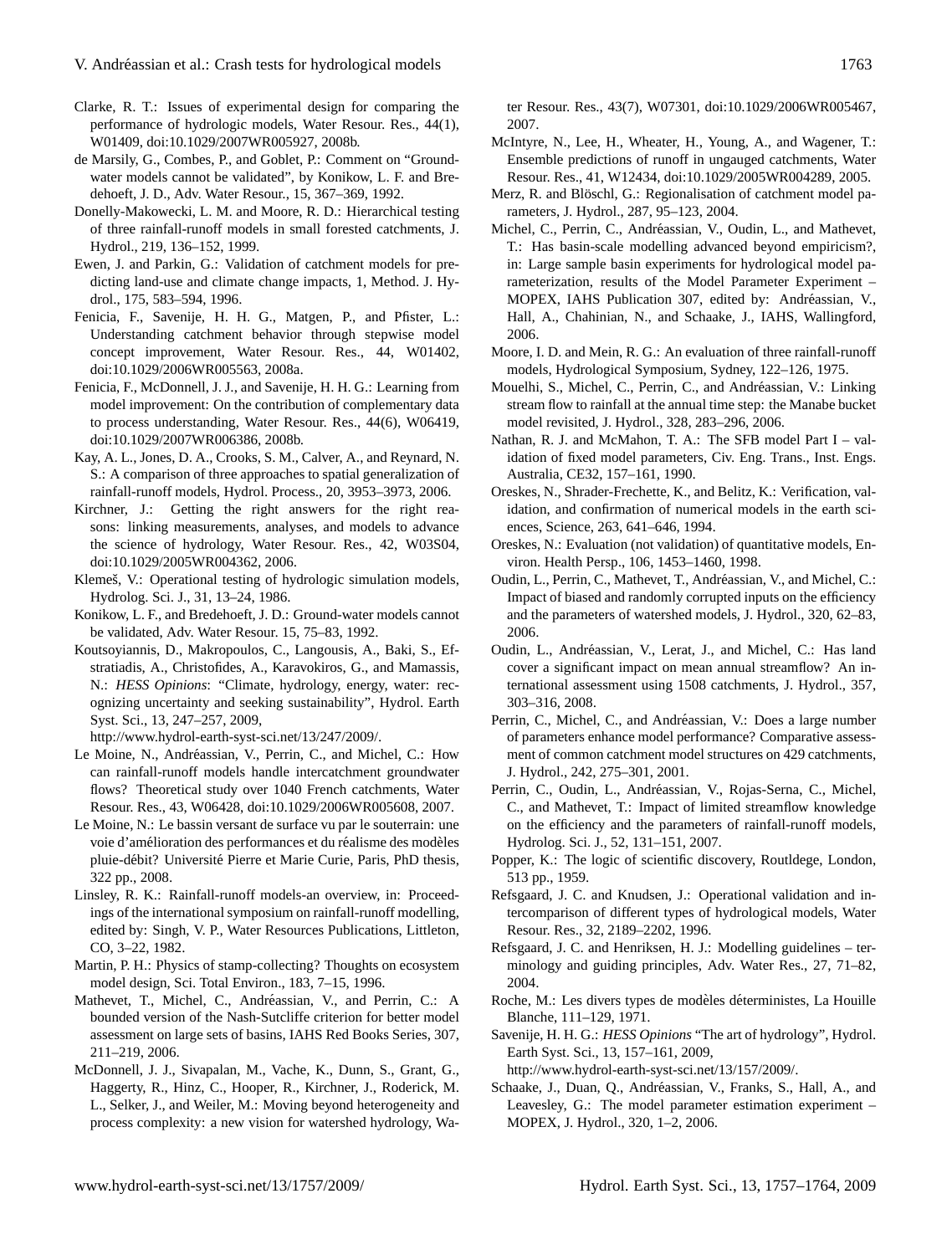Clarke, R. T.: Issues of experimental design for comparing the performance of hydrologic models, Water Resour. Res., 44(1), W01409, doi:10.1029/2007WR005927, 2008b.

de Marsily, G., Combes, P., and Goblet, P.: Comment on "Groundwater models cannot be validated", by Konikow, L. F. and Bredehoeft, J. D., Adv. Water Resour., 15, 367–369, 1992.

Donelly-Makowecki, L. M. and Moore, R. D.: Hierarchical testing of three rainfall-runoff models in small forested catchments, J. Hydrol., 219, 136–152, 1999.

Ewen, J. and Parkin, G.: Validation of catchment models for predicting land-use and climate change impacts, 1, Method. J. Hydrol., 175, 583–594, 1996.

Fenicia, F., Savenije, H. H. G., Matgen, P., and Pfister, L.: Understanding catchment behavior through stepwise model concept improvement, Water Resour. Res., 44, W01402, doi:10.1029/2006WR005563, 2008a.

Fenicia, F., McDonnell, J. J., and Savenije, H. H. G.: Learning from model improvement: On the contribution of complementary data to process understanding, Water Resour. Res., 44(6), W06419, doi:10.1029/2007WR006386, 2008b.

Kay, A. L., Jones, D. A., Crooks, S. M., Calver, A., and Reynard, N. S.: A comparison of three approaches to spatial generalization of rainfall-runoff models, Hydrol. Process., 20, 3953–3973, 2006.

Kirchner, J.: Getting the right answers for the right reasons: linking measurements, analyses, and models to advance the science of hydrology, Water Resour. Res., 42, W03S04, doi:10.1029/2005WR004362, 2006.

Klemeš, V.: Operational testing of hydrologic simulation models, Hydrolog. Sci. J., 31, 13–24, 1986.

Konikow, L. F., and Bredehoeft, J. D.: Ground-water models cannot be validated, Adv. Water Resour. 15, 75–83, 1992.

Koutsoyiannis, D., Makropoulos, C., Langousis, A., Baki, S., Efstratiadis, A., Christofides, A., Karavokiros, G., and Mamassis, N.: *HESS Opinions*: "Climate, hydrology, energy, water: recognizing uncertainty and seeking sustainability", Hydrol. Earth Syst. Sci., 13, 247–257, 2009, http://www.hydrol-earth-syst-sci.net/13/247/2009/.

Le Moine, N., Andréassian, V., Perrin, C., and Michel, C.: How can rainfall-runoff models handle intercatchment groundwater flows? Theoretical study over 1040 French catchments, Water Resour. Res., 43, W06428, doi:10.1029/2006WR005608, 2007.

Le Moine, N.: Le bassin versant de surface vu par le souterrain: une voie d'amélioration des performances et du réalisme des modèles pluie-débit? Université Pierre et Marie Curie, Paris, PhD thesis, 322 pp., 2008.

Linsley, R. K.: Rainfall-runoff models-an overview, in: Proceedings of the international symposium on rainfall-runoff modelling, edited by: Singh, V. P., Water Resources Publications, Littleton, CO, 3–22, 1982.

Martin, P. H.: Physics of stamp-collecting? Thoughts on ecosystem model design, Sci. Total Environ., 183, 7–15, 1996.

Mathevet, T., Michel, C., Andréassian, V., and Perrin, C.: A bounded version of the Nash-Sutcliffe criterion for better model assessment on large sets of basins, IAHS Red Books Series, 307, 211–219, 2006.

McDonnell, J. J., Sivapalan, M., Vache, K., Dunn, S., Grant, G., Haggerty, R., Hinz, C., Hooper, R., Kirchner, J., Roderick, M. L., Selker, J., and Weiler, M.: Moving beyond heterogeneity and process complexity: a new vision for watershed hydrology, Water Resour. Res., 43(7), W07301, doi:10.1029/2006WR005467, 2007.

McIntyre, N., Lee, H., Wheater, H., Young, A., and Wagener, T.: Ensemble predictions of runoff in ungauged catchments, Water Resour. Res., 41, W12434, doi:10.1029/2005WR004289, 2005.

Merz, R. and Blöschl, G.: Regionalisation of catchment model parameters, J. Hydrol., 287, 95–123, 2004.

Michel, C., Perrin, C., Andréassian, V., Oudin, L., and Mathevet, T.: Has basin-scale modelling advanced beyond empiricism?, in: Large sample basin experiments for hydrological model parameterization, results of the Model Parameter Experiment – MOPEX, IAHS Publication 307, edited by: Andréassian, V., Hall, A., Chahinian, N., and Schaake, J., IAHS, Wallingford, 2006.

Moore, I. D. and Mein, R. G.: An evaluation of three rainfall-runoff models, Hydrological Symposium, Sydney, 122–126, 1975.

Mouelhi, S., Michel, C., Perrin, C., and Andréassian, V.: Linking stream flow to rainfall at the annual time step: the Manabe bucket model revisited, J. Hydrol., 328, 283–296, 2006.

Nathan, R. J. and McMahon, T. A.: The SFB model Part I – validation of fixed model parameters, Civ. Eng. Trans., Inst. Engs. Australia, CE32, 157–161, 1990.

Oreskes, N., Shrader-Frechette, K., and Belitz, K.: Verification, validation, and confirmation of numerical models in the earth sciences, Science, 263, 641–646, 1994.

Oreskes, N.: Evaluation (not validation) of quantitative models, Environ. Health Persp., 106, 1453–1460, 1998.

Oudin, L., Perrin, C., Mathevet, T., Andréassian, V., and Michel, C.: Impact of biased and randomly corrupted inputs on the efficiency and the parameters of watershed models, J. Hydrol., 320, 62–83, 2006.

Oudin, L., Andréassian, V., Lerat, J., and Michel, C.: Has land cover a significant impact on mean annual streamflow? An international assessment using 1508 catchments, J. Hydrol., 357, 303–316, 2008.

Perrin, C., Michel, C., and Andréassian, V.: Does a large number of parameters enhance model performance? Comparative assessment of common catchment model structures on 429 catchments, J. Hydrol., 242, 275–301, 2001.

Perrin, C., Oudin, L., Andréassian, V., Rojas-Serna, C., Michel, C., and Mathevet, T.: Impact of limited streamflow knowledge on the efficiency and the parameters of rainfall-runoff models, Hydrolog. Sci. J., 52, 131–151, 2007.

Popper, K.: The logic of scientific discovery, Routldege, London, 513 pp., 1959.

Refsgaard, J. C. and Knudsen, J.: Operational validation and intercomparison of different types of hydrological models, Water Resour. Res., 32, 2189–2202, 1996.

Refsgaard, J. C. and Henriksen, H. J.: Modelling guidelines – terminology and guiding principles, Adv. Water Res., 27, 71–82, 2004.

Roche, M.: Les divers types de modèles déterministes, La Houille Blanche, 111–129, 1971.

Savenije, H. H. G.: *HESS Opinions* "The art of hydrology", Hydrol. Earth Syst. Sci., 13, 157–161, 2009, http://www.hydrol-earth-syst-sci.net/13/157/2009/.

Schaake, J., Duan, Q., Andréassian, V., Franks, S., Hall, A., and Leavesley, G.: The model parameter estimation experiment – MOPEX, J. Hydrol., 320, 1–2, 2006.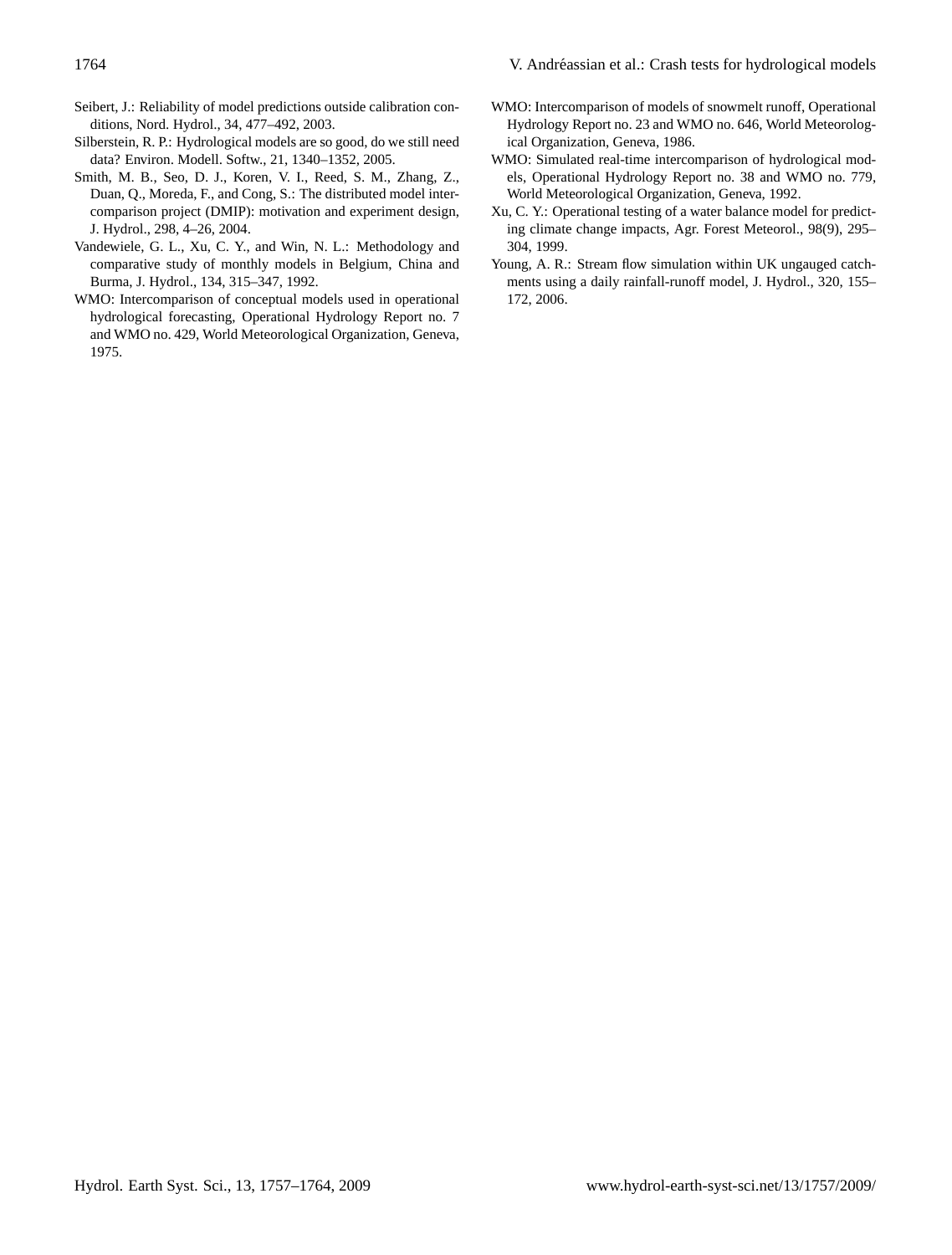Seibert, J.: Reliability of model predictions outside calibration conditions, Nord. Hydrol., 34, 477–492, 2003.

Silberstein, R. P.: Hydrological models are so good, do we still need data? Environ. Modell. Softw., 21, 1340–1352, 2005.

Smith, M. B., Seo, D. J., Koren, V. I., Reed, S. M., Zhang, Z., Duan, Q., Moreda, F., and Cong, S.: The distributed model intercomparison project (DMIP): motivation and experiment design, J. Hydrol., 298, 4–26, 2004.

Vandewiele, G. L., Xu, C. Y., and Win, N. L.: Methodology and comparative study of monthly models in Belgium, China and Burma, J. Hydrol., 134, 315–347, 1992.

WMO: Intercomparison of conceptual models used in operational hydrological forecasting, Operational Hydrology Report no. 7 and WMO no. 429, World Meteorological Organization, Geneva, 1975.

WMO: Intercomparison of models of snowmelt runoff, Operational Hydrology Report no. 23 and WMO no. 646, World Meteorological Organization, Geneva, 1986.

WMO: Simulated real-time intercomparison of hydrological models, Operational Hydrology Report no. 38 and WMO no. 779, World Meteorological Organization, Geneva, 1992.

Xu, C. Y.: Operational testing of a water balance model for predicting climate change impacts, Agr. Forest Meteorol., 98(9), 295–304, 1999.

Young, A. R.: Stream flow simulation within UK ungauged catchments using a daily rainfall-runoff model, J. Hydrol., 320, 155–172, 2006.